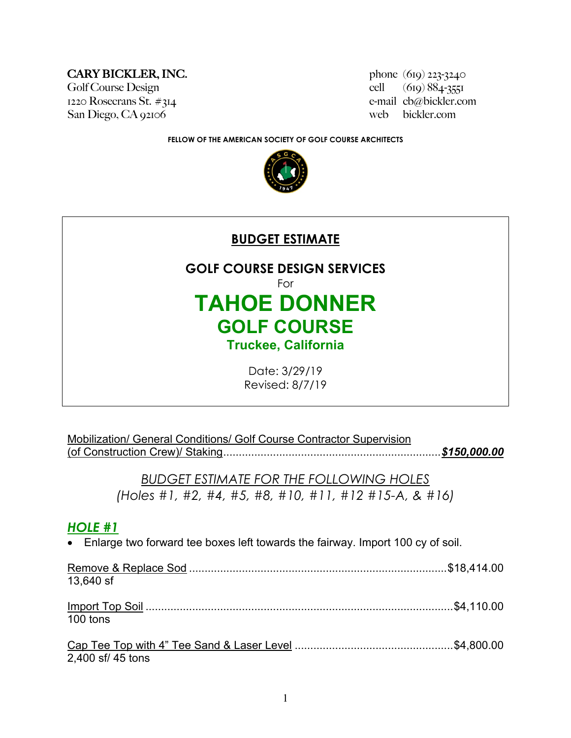**CARY BICKLER, INC.**
Golf Course Design
1220 Rosecrans St. #314
San Diego, CA 92106

phone (619) 223-3240
cell (619) 884-3551
e-mail cb@bickler.com
web bickler.com

**FELLOW OF THE AMERICAN SOCIETY OF GOLF COURSE ARCHITECTS**

# BUDGET ESTIMATE

## GOLF COURSE DESIGN SERVICES

For

# TAHOE DONNER

## GOLF COURSE

### Truckee, California

Date: 3/29/19
Revised: 8/7/19

Mobilization/ General Conditions/ Golf Course Contractor Supervision (of Construction Crew)/ Staking....................***$150,000.00***

*BUDGET ESTIMATE FOR THE FOLLOWING HOLES*
*(Holes #1, #2, #4, #5, #8, #10, #11, #12 #15-A, & #16)*

## *HOLE #1*

- Enlarge two forward tee boxes left towards the fairway. Import 100 cy of soil.

Remove & Replace Sod ....................$18,414.00
13,640 sf

Import Top Soil ....................$4,110.00
100 tons

Cap Tee Top with 4" Tee Sand & Laser Level ....................$4,800.00
2,400 sf/ 45 tons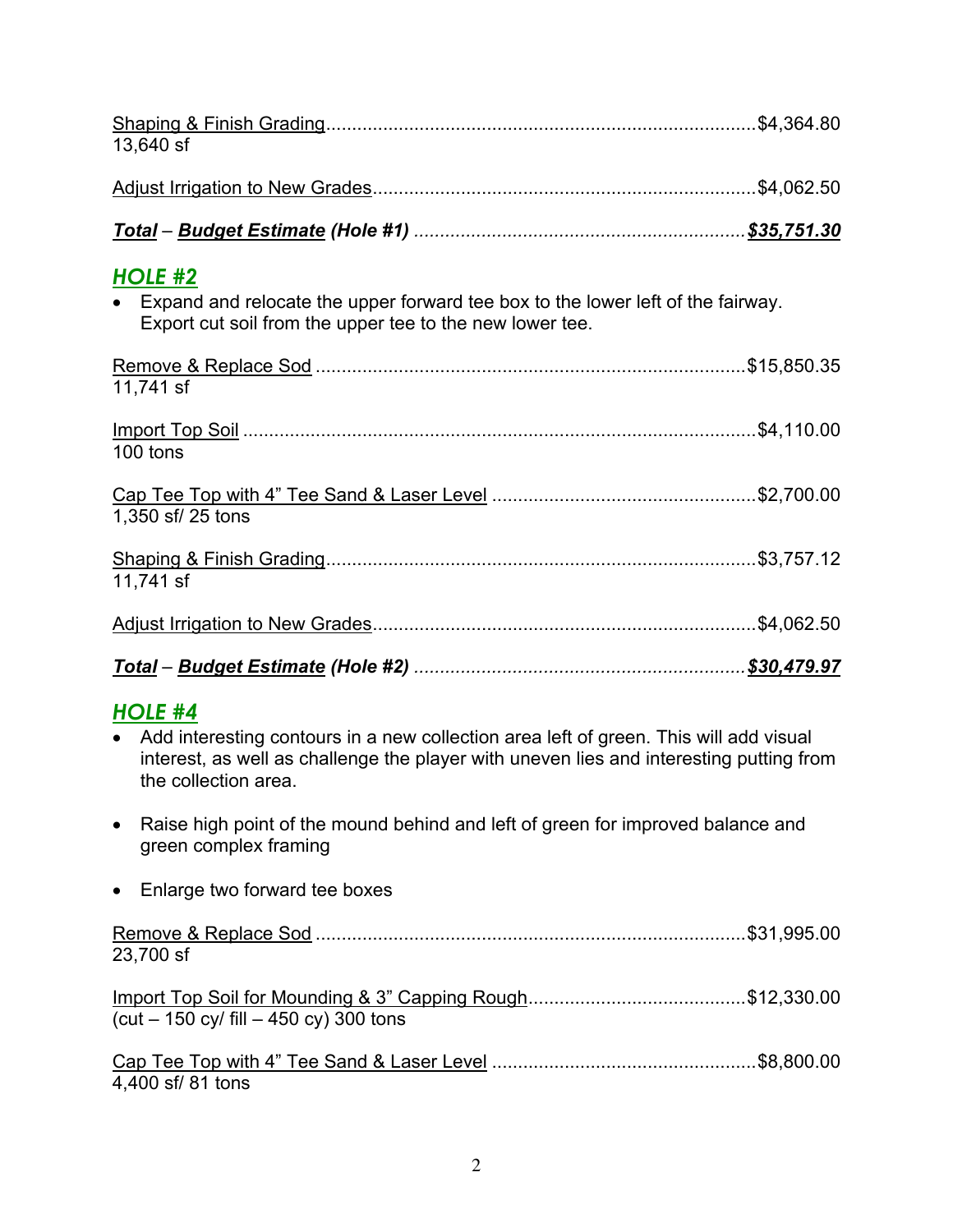Shaping & Finish Grading..................................................................................$4,364.80
13,640 sf

Adjust Irrigation to New Grades.........................................................................$4,062.50

***Total* – *Budget Estimate* (Hole #1)** ..............................................................***$35,751.30***

## *HOLE #2*

- Expand and relocate the upper forward tee box to the lower left of the fairway. Export cut soil from the upper tee to the new lower tee.

Remove & Replace Sod ..................................................................................$15,850.35
11,741 sf

Import Top Soil ..................................................................................................$4,110.00
100 tons

Cap Tee Top with 4" Tee Sand & Laser Level ..................................................$2,700.00
1,350 sf/ 25 tons

Shaping & Finish Grading..................................................................................$3,757.12
11,741 sf

Adjust Irrigation to New Grades.........................................................................$4,062.50

***Total* – *Budget Estimate* (Hole #2)** ..............................................................***$30,479.97***

## *HOLE #4*

- Add interesting contours in a new collection area left of green. This will add visual interest, as well as challenge the player with uneven lies and interesting putting from the collection area.

- Raise high point of the mound behind and left of green for improved balance and green complex framing

- Enlarge two forward tee boxes

Remove & Replace Sod ..................................................................................$31,995.00
23,700 sf

Import Top Soil for Mounding & 3" Capping Rough.........................................$12,330.00
(cut – 150 cy/ fill – 450 cy) 300 tons

Cap Tee Top with 4" Tee Sand & Laser Level ..................................................$8,800.00
4,400 sf/ 81 tons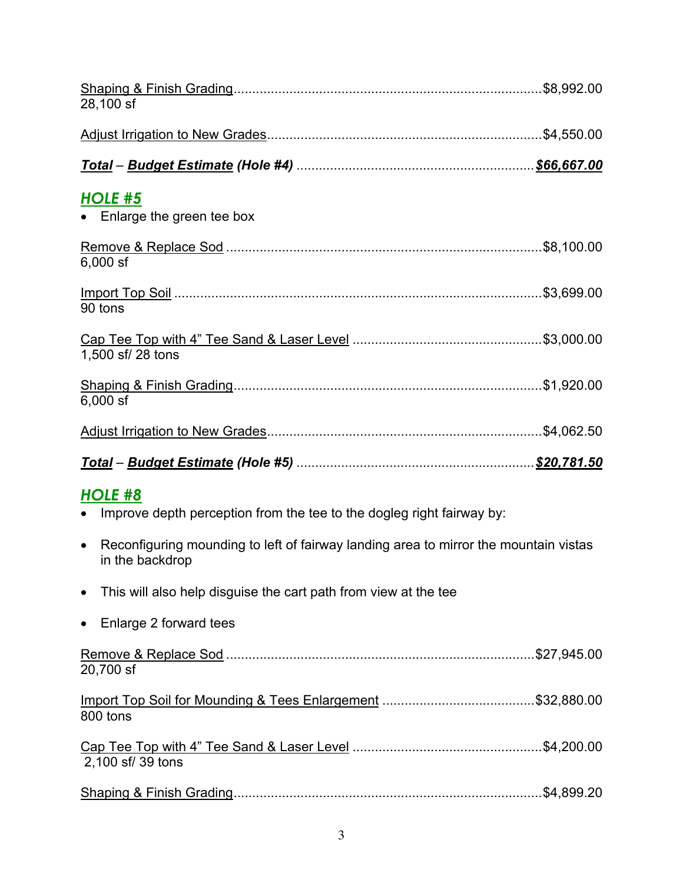Shaping & Finish Grading ........................................................ $8,992.00
28,100 sf

Adjust Irrigation to New Grades ................................................ $4,550.00

***Total* – *Budget Estimate* (Hole #4)** ........................................ ***$66,667.00***

## HOLE #5

- Enlarge the green tee box

Remove & Replace Sod ........................................................ $8,100.00
6,000 sf

Import Top Soil ........................................................ $3,699.00
90 tons

Cap Tee Top with 4" Tee Sand & Laser Level ........................................ $3,000.00
1,500 sf/ 28 tons

Shaping & Finish Grading ........................................................ $1,920.00
6,000 sf

Adjust Irrigation to New Grades ................................................ $4,062.50

***Total* – *Budget Estimate* (Hole #5)** ........................................ ***$20,781.50***

## HOLE #8

- Improve depth perception from the tee to the dogleg right fairway by:
- Reconfiguring mounding to left of fairway landing area to mirror the mountain vistas in the backdrop
- This will also help disguise the cart path from view at the tee
- Enlarge 2 forward tees

Remove & Replace Sod ........................................................ $27,945.00
20,700 sf

Import Top Soil for Mounding & Tees Enlargement ................................ $32,880.00
800 tons

Cap Tee Top with 4" Tee Sand & Laser Level ........................................ $4,200.00
2,100 sf/ 39 tons

Shaping & Finish Grading ........................................................ $4,899.20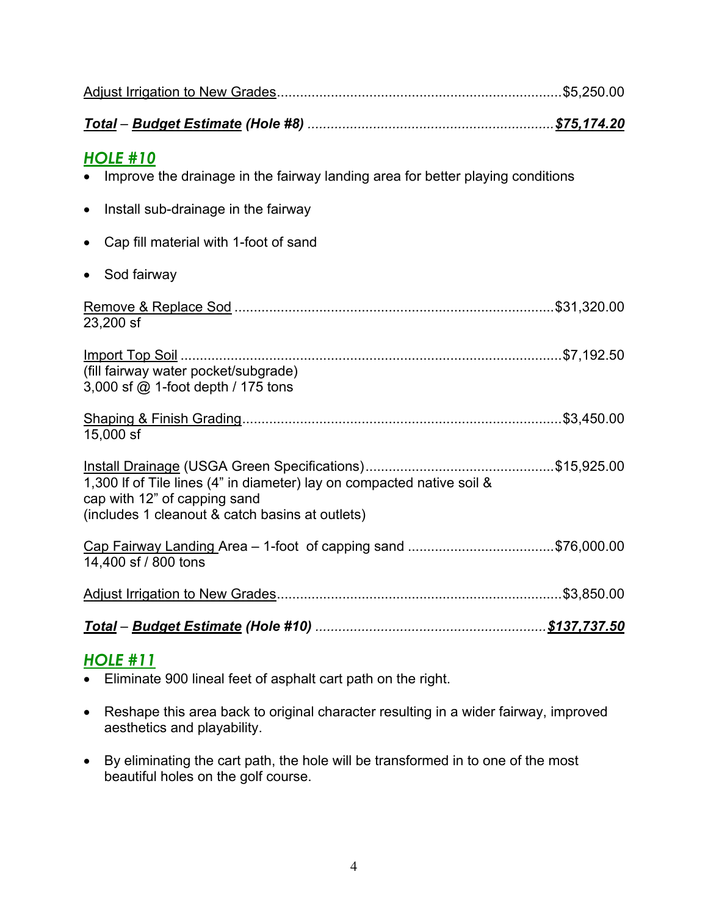<u>Adjust Irrigation to New Grades</u>.........................................................................$5,250.00

***<u>Total</u>* – *<u>Budget Estimate</u>* *(Hole #8)*** ................................................................***<u>$75,174.20</u>***

## ***<u>HOLE #10</u>***

- Improve the drainage in the fairway landing area for better playing conditions
- Install sub-drainage in the fairway
- Cap fill material with 1-foot of sand
- Sod fairway

<u>Remove & Replace Sod</u> ..................................................................................$31,320.00
23,200 sf

<u>Import Top Soil</u> ..................................................................................................$7,192.50
(fill fairway water pocket/subgrade)
3,000 sf @ 1-foot depth / 175 tons

<u>Shaping & Finish Grading</u>..................................................................................$3,450.00
15,000 sf

<u>Install Drainage</u> (USGA Green Specifications).................................................$15,925.00
1,300 lf of Tile lines (4" in diameter) lay on compacted native soil &
cap with 12" of capping sand
(includes 1 cleanout & catch basins at outlets)

<u>Cap Fairway Landing</u> Area – 1-foot of capping sand ......................................$76,000.00
14,400 sf / 800 tons

<u>Adjust Irrigation to New Grades</u>.........................................................................$3,850.00

***<u>Total</u>* – *<u>Budget Estimate</u>* *(Hole #10)*** ...........................................................***<u>$137,737.50</u>***

## ***<u>HOLE #11</u>***

- Eliminate 900 lineal feet of asphalt cart path on the right.
- Reshape this area back to original character resulting in a wider fairway, improved aesthetics and playability.
- By eliminating the cart path, the hole will be transformed in to one of the most beautiful holes on the golf course.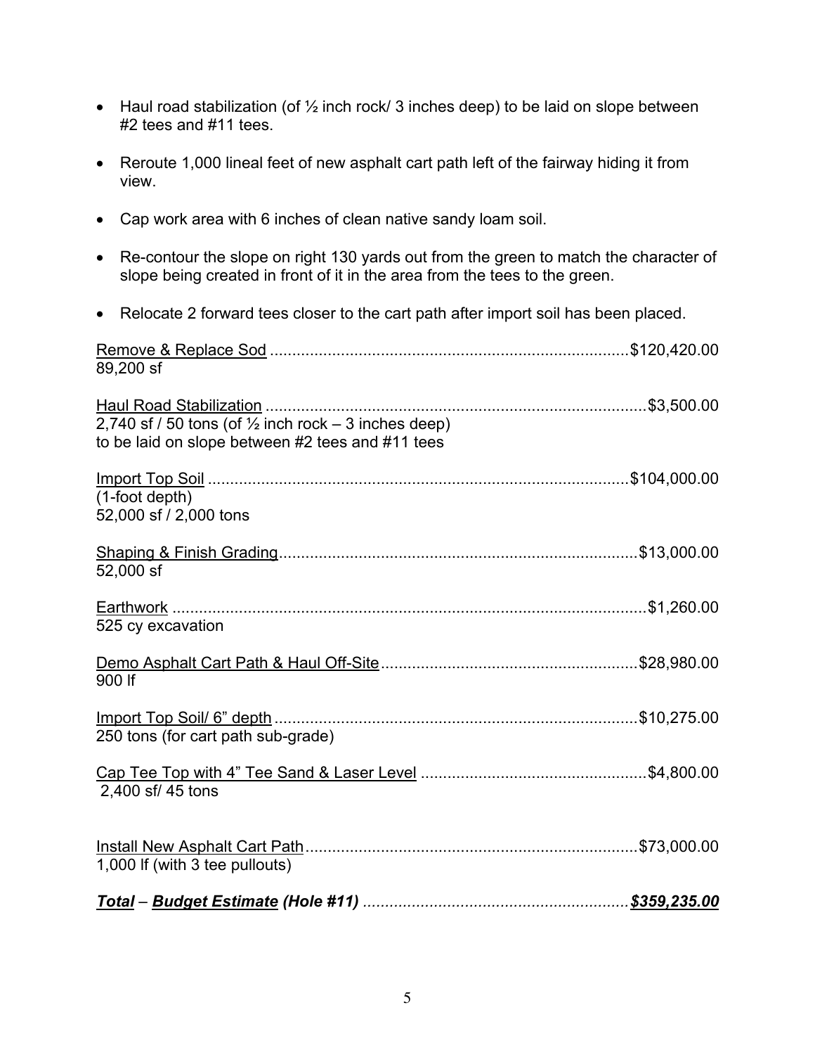- Haul road stabilization (of ½ inch rock/ 3 inches deep) to be laid on slope between #2 tees and #11 tees.

- Reroute 1,000 lineal feet of new asphalt cart path left of the fairway hiding it from view.

- Cap work area with 6 inches of clean native sandy loam soil.

- Re-contour the slope on right 130 yards out from the green to match the character of slope being created in front of it in the area from the tees to the green.

- Relocate 2 forward tees closer to the cart path after import soil has been placed.

<u>Remove & Replace Sod</u> ................................................................................$120,420.00
89,200 sf

<u>Haul Road Stabilization</u> ....................................................................................$3,500.00
2,740 sf / 50 tons (of ½ inch rock – 3 inches deep)
to be laid on slope between #2 tees and #11 tees

<u>Import Top Soil</u> ...............................................................................................$104,000.00
(1-foot depth)
52,000 sf / 2,000 tons

<u>Shaping & Finish Grading</u>................................................................................$13,000.00
52,000 sf

<u>Earthwork</u> ..........................................................................................................$1,260.00
525 cy excavation

<u>Demo Asphalt Cart Path & Haul Off-Site</u>.........................................................$28,980.00
900 lf

<u>Import Top Soil/ 6" depth</u> .................................................................................$10,275.00
250 tons (for cart path sub-grade)

<u>Cap Tee Top with 4" Tee Sand & Laser Level</u> ..................................................$4,800.00
2,400 sf/ 45 tons

<u>Install New Asphalt Cart Path</u>..........................................................................$73,000.00
1,000 lf (with 3 tee pullouts)

***<u>Total</u> – <u>Budget Estimate</u> (Hole #11)*** ...........................................................***<u>$359,235.00</u>***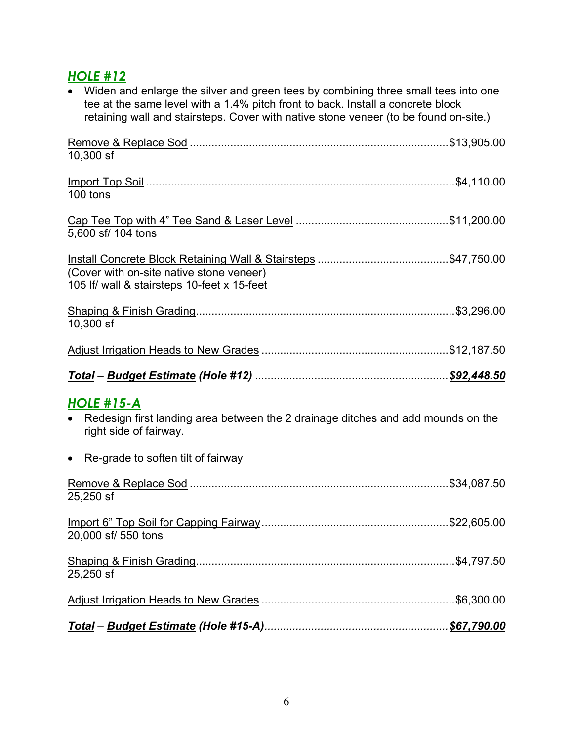## ***HOLE #12***

- Widen and enlarge the silver and green tees by combining three small tees into one tee at the same level with a 1.4% pitch front to back. Install a concrete block retaining wall and stairsteps. Cover with native stone veneer (to be found on-site.)

Remove & Replace Sod ........................................................................................$13,905.00
10,300 sf

Import Top Soil ........................................................................................................$4,110.00
100 tons

Cap Tee Top with 4" Tee Sand & Laser Level ....................................................$11,200.00
5,600 sf/ 104 tons

Install Concrete Block Retaining Wall & Stairsteps ...........................................$47,750.00
(Cover with on-site native stone veneer)
105 lf/ wall & stairsteps 10-feet x 15-feet

Shaping & Finish Grading........................................................................................$3,296.00
10,300 sf

Adjust Irrigation Heads to New Grades .............................................................$12,187.50

***Total* – *Budget Estimate* (Hole #12)** .............................................................***$92,448.50***

## ***HOLE #15-A***

- Redesign first landing area between the 2 drainage ditches and add mounds on the right side of fairway.
- Re-grade to soften tilt of fairway

Remove & Replace Sod ........................................................................................$34,087.50
25,250 sf

Import 6" Top Soil for Capping Fairway.............................................................$22,605.00
20,000 sf/ 550 tons

Shaping & Finish Grading........................................................................................$4,797.50
25,250 sf

Adjust Irrigation Heads to New Grades ...............................................................$6,300.00

***Total* – *Budget Estimate* (Hole #15-A)**...........................................................***$67,790.00***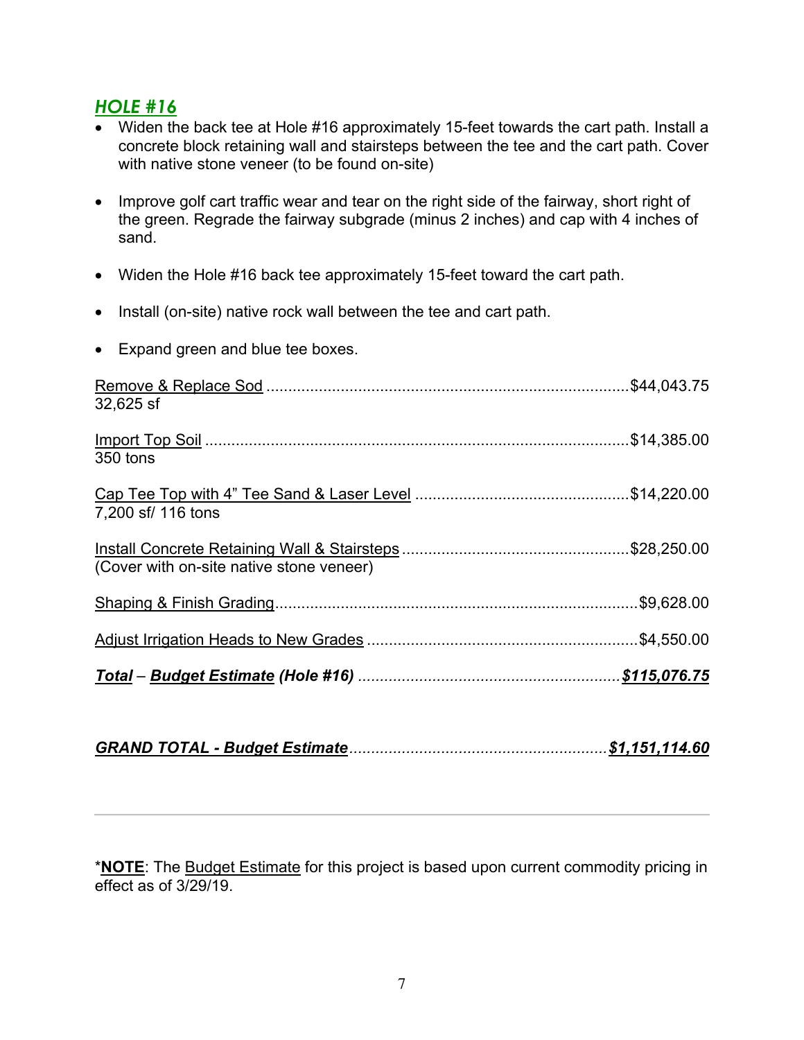## *HOLE #16*

- Widen the back tee at Hole #16 approximately 15-feet towards the cart path. Install a concrete block retaining wall and stairsteps between the tee and the cart path. Cover with native stone veneer (to be found on-site)
- Improve golf cart traffic wear and tear on the right side of the fairway, short right of the green. Regrade the fairway subgrade (minus 2 inches) and cap with 4 inches of sand.
- Widen the Hole #16 back tee approximately 15-feet toward the cart path.
- Install (on-site) native rock wall between the tee and cart path.
- Expand green and blue tee boxes.

Remove & Replace Sod ........................................................ $44,043.75
32,625 sf

Import Top Soil ........................................................ $14,385.00
350 tons

Cap Tee Top with 4" Tee Sand & Laser Level ........................................................ $14,220.00
7,200 sf/ 116 tons

Install Concrete Retaining Wall & Stairsteps ........................................................ $28,250.00
(Cover with on-site native stone veneer)

Shaping & Finish Grading ........................................................ $9,628.00

Adjust Irrigation Heads to New Grades ........................................................ $4,550.00

***Total* – *Budget Estimate* (Hole #16) ........................................................ *$115,076.75***

***GRAND TOTAL - Budget Estimate* ........................................................ *$1,151,114.60***

---

\***NOTE**: The Budget Estimate for this project is based upon current commodity pricing in effect as of 3/29/19.